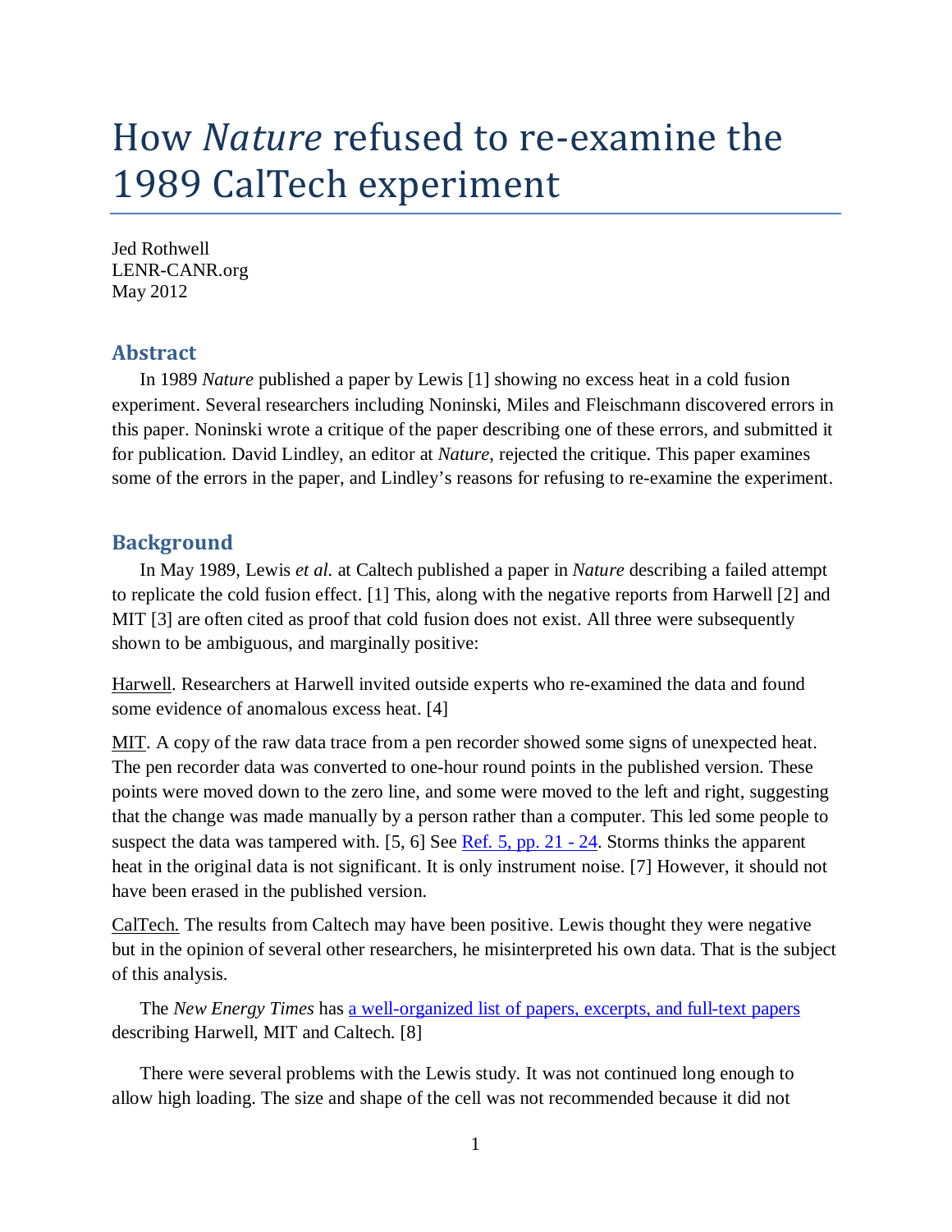# How *Nature* refused to re-examine the 1989 CalTech experiment

Jed Rothwell
LENR-CANR.org
May 2012

## Abstract

In 1989 *Nature* published a paper by Lewis [1] showing no excess heat in a cold fusion experiment. Several researchers including Noninski, Miles and Fleischmann discovered errors in this paper. Noninski wrote a critique of the paper describing one of these errors, and submitted it for publication. David Lindley, an editor at *Nature*, rejected the critique. This paper examines some of the errors in the paper, and Lindley's reasons for refusing to re-examine the experiment.

## Background

In May 1989, Lewis *et al.* at Caltech published a paper in *Nature* describing a failed attempt to replicate the cold fusion effect. [1] This, along with the negative reports from Harwell [2] and MIT [3] are often cited as proof that cold fusion does not exist. All three were subsequently shown to be ambiguous, and marginally positive:

Harwell. Researchers at Harwell invited outside experts who re-examined the data and found some evidence of anomalous excess heat. [4]

MIT. A copy of the raw data trace from a pen recorder showed some signs of unexpected heat. The pen recorder data was converted to one-hour round points in the published version. These points were moved down to the zero line, and some were moved to the left and right, suggesting that the change was made manually by a person rather than a computer. This led some people to suspect the data was tampered with. [5, 6] See Ref. 5, pp. 21 - 24. Storms thinks the apparent heat in the original data is not significant. It is only instrument noise. [7] However, it should not have been erased in the published version.

CalTech. The results from Caltech may have been positive. Lewis thought they were negative but in the opinion of several other researchers, he misinterpreted his own data. That is the subject of this analysis.

The *New Energy Times* has a well-organized list of papers, excerpts, and full-text papers describing Harwell, MIT and Caltech. [8]

There were several problems with the Lewis study. It was not continued long enough to allow high loading. The size and shape of the cell was not recommended because it did not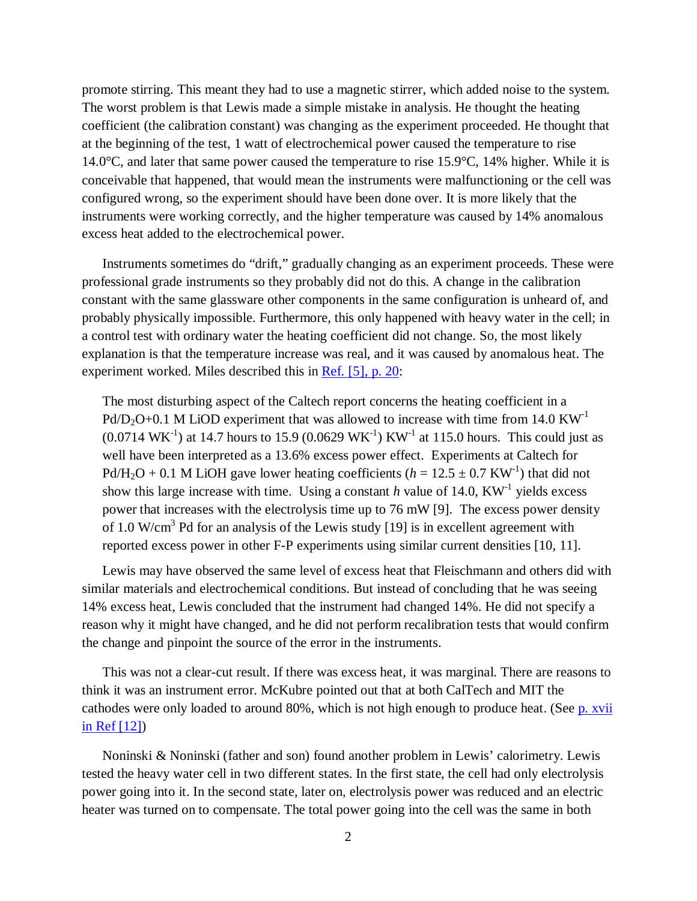promote stirring. This meant they had to use a magnetic stirrer, which added noise to the system. The worst problem is that Lewis made a simple mistake in analysis. He thought the heating coefficient (the calibration constant) was changing as the experiment proceeded. He thought that at the beginning of the test, 1 watt of electrochemical power caused the temperature to rise 14.0°C, and later that same power caused the temperature to rise 15.9°C, 14% higher. While it is conceivable that happened, that would mean the instruments were malfunctioning or the cell was configured wrong, so the experiment should have been done over. It is more likely that the instruments were working correctly, and the higher temperature was caused by 14% anomalous excess heat added to the electrochemical power.

Instruments sometimes do "drift," gradually changing as an experiment proceeds. These were professional grade instruments so they probably did not do this. A change in the calibration constant with the same glassware other components in the same configuration is unheard of, and probably physically impossible. Furthermore, this only happened with heavy water in the cell; in a control test with ordinary water the heating coefficient did not change. So, the most likely explanation is that the temperature increase was real, and it was caused by anomalous heat. The experiment worked. Miles described this in [Ref. [5], p. 20]:

> The most disturbing aspect of the Caltech report concerns the heating coefficient in a $Pd/D_2O$+0.1 M LiOD experiment that was allowed to increase with time from 14.0 $KW^{-1}$ (0.0714 $WK^{-1}$) at 14.7 hours to 15.9 (0.0629 $WK^{-1}$) $KW^{-1}$ at 115.0 hours. This could just as well have been interpreted as a 13.6% excess power effect. Experiments at Caltech for $Pd/H_2O$ + 0.1 M LiOH gave lower heating coefficients ($h = 12.5 \pm 0.7$ $KW^{-1}$) that did not show this large increase with time. Using a constant $h$ value of 14.0, $KW^{-1}$ yields excess power that increases with the electrolysis time up to 76 mW [9]. The excess power density of 1.0 $W/cm^3$ Pd for an analysis of the Lewis study [19] is in excellent agreement with reported excess power in other F-P experiments using similar current densities [10, 11].

Lewis may have observed the same level of excess heat that Fleischmann and others did with similar materials and electrochemical conditions. But instead of concluding that he was seeing 14% excess heat, Lewis concluded that the instrument had changed 14%. He did not specify a reason why it might have changed, and he did not perform recalibration tests that would confirm the change and pinpoint the source of the error in the instruments.

This was not a clear-cut result. If there was excess heat, it was marginal. There are reasons to think it was an instrument error. McKubre pointed out that at both CalTech and MIT the cathodes were only loaded to around 80%, which is not high enough to produce heat. (See [p. xvii in Ref [12]])

Noninski & Noninski (father and son) found another problem in Lewis' calorimetry. Lewis tested the heavy water cell in two different states. In the first state, the cell had only electrolysis power going into it. In the second state, later on, electrolysis power was reduced and an electric heater was turned on to compensate. The total power going into the cell was the same in both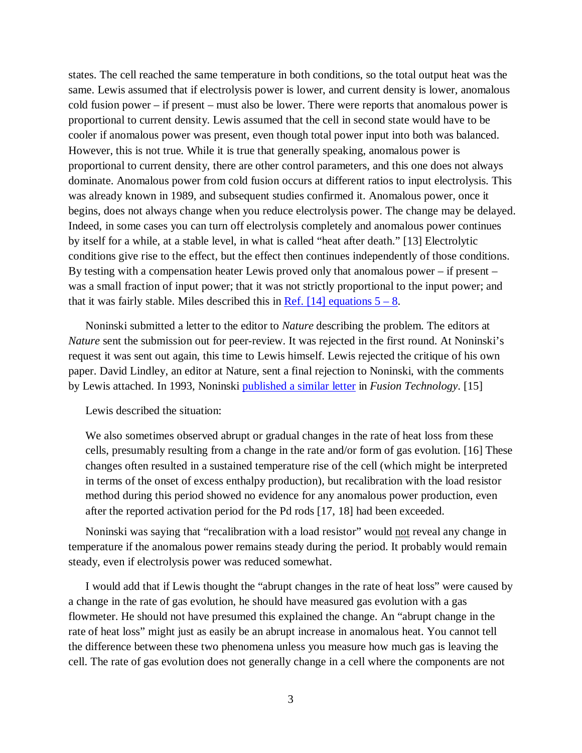states. The cell reached the same temperature in both conditions, so the total output heat was the same. Lewis assumed that if electrolysis power is lower, and current density is lower, anomalous cold fusion power – if present – must also be lower. There were reports that anomalous power is proportional to current density. Lewis assumed that the cell in second state would have to be cooler if anomalous power was present, even though total power input into both was balanced. However, this is not true. While it is true that generally speaking, anomalous power is proportional to current density, there are other control parameters, and this one does not always dominate. Anomalous power from cold fusion occurs at different ratios to input electrolysis. This was already known in 1989, and subsequent studies confirmed it. Anomalous power, once it begins, does not always change when you reduce electrolysis power. The change may be delayed. Indeed, in some cases you can turn off electrolysis completely and anomalous power continues by itself for a while, at a stable level, in what is called "heat after death." [13] Electrolytic conditions give rise to the effect, but the effect then continues independently of those conditions. By testing with a compensation heater Lewis proved only that anomalous power – if present – was a small fraction of input power; that it was not strictly proportional to the input power; and that it was fairly stable. Miles described this in [Ref. [14] equations 5 – 8].

Noninski submitted a letter to the editor to *Nature* describing the problem. The editors at *Nature* sent the submission out for peer-review. It was rejected in the first round. At Noninski's request it was sent out again, this time to Lewis himself. Lewis rejected the critique of his own paper. David Lindley, an editor at Nature, sent a final rejection to Noninski, with the comments by Lewis attached. In 1993, Noninski [published a similar letter] in *Fusion Technology*. [15]

Lewis described the situation:

> We also sometimes observed abrupt or gradual changes in the rate of heat loss from these cells, presumably resulting from a change in the rate and/or form of gas evolution. [16] These changes often resulted in a sustained temperature rise of the cell (which might be interpreted in terms of the onset of excess enthalpy production), but recalibration with the load resistor method during this period showed no evidence for any anomalous power production, even after the reported activation period for the Pd rods [17, 18] had been exceeded.

Noninski was saying that "recalibration with a load resistor" would <u>not</u> reveal any change in temperature if the anomalous power remains steady during the period. It probably would remain steady, even if electrolysis power was reduced somewhat.

I would add that if Lewis thought the "abrupt changes in the rate of heat loss" were caused by a change in the rate of gas evolution, he should have measured gas evolution with a gas flowmeter. He should not have presumed this explained the change. An "abrupt change in the rate of heat loss" might just as easily be an abrupt increase in anomalous heat. You cannot tell the difference between these two phenomena unless you measure how much gas is leaving the cell. The rate of gas evolution does not generally change in a cell where the components are not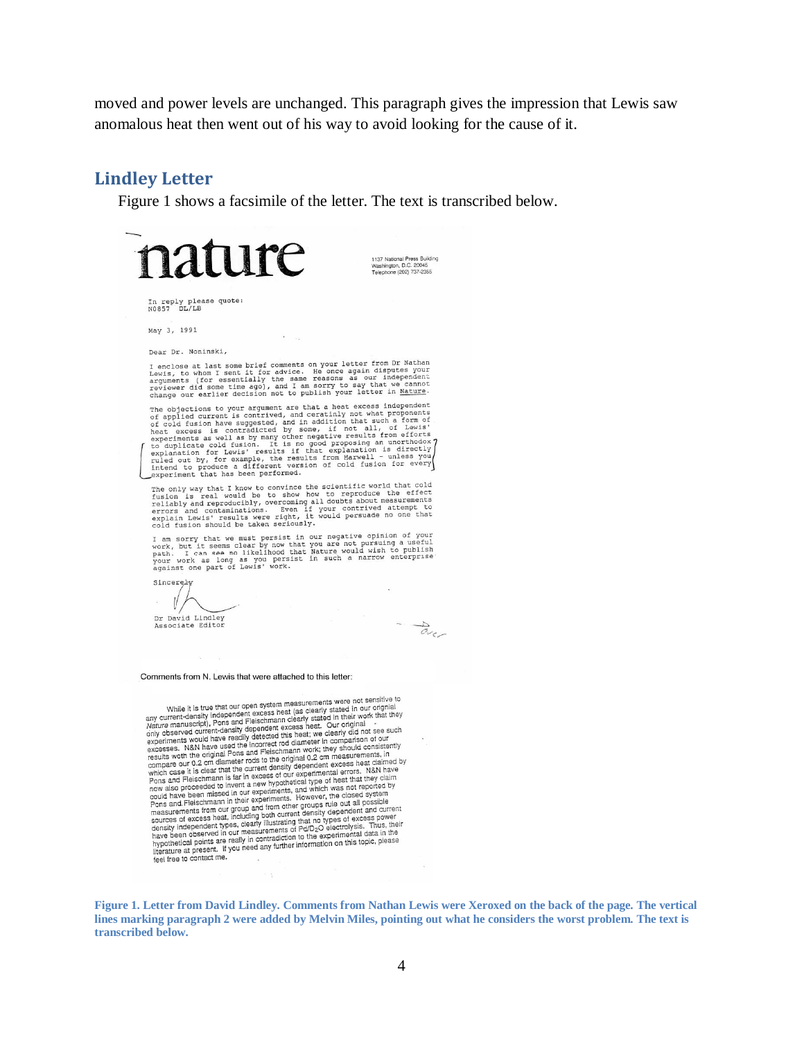moved and power levels are unchanged. This paragraph gives the impression that Lewis saw anomalous heat then went out of his way to avoid looking for the cause of it.

## Lindley Letter

Figure 1 shows a facsimile of the letter. The text is transcribed below.

nature

1137 National Press Building
Washington, D.C. 20045
Telephone (202) 737-2355

In reply please quote:
N0857 DL/LB

May 3, 1991

Dear Dr. Noninski,

I enclose at last some brief comments on your letter from Dr Nathan Lewis, to whom I sent it for advice. He once again disputes your arguments (for essentially the same reasons as our independent reviewer did some time ago), and I am sorry to say that we cannot change our earlier decision not to publish your letter in Nature.

The objections to your argument are that a heat excess independent of applied current is contrived, and ceratinly not what proponents of cold fusion have suggested, and in addition that such a form of heat excess is contradicted by some, if not all, of Lewis' experiments as well as by many other negative results from efforts to duplicate cold fusion. It is no good proposing an unorthodox explanation for Lewis' results if that explanation is directly ruled out by, for example, the results from Harwell - unless you intend to produce a different version of cold fusion for every experiment that has been performed.

The only way that I know to convince the scientific world that cold fusion is real would be to show how to reproduce the effect reliably and reproducibly, overcoming all doubts about measurements errors and contaminations. Even if your contrived attempt to explain Lewis' results were right, it would persuade no one that cold fusion should be taken seriously.

I am sorry that we must persist in our negative opinion of your work, but it seems clear by now that you are not pursuing a useful path. I can see no likelihood that Nature would wish to publish your work as long as you persist in such a narrow enterprise against one part of Lewis' work.

Sincerely

Dr David Lindley
Associate Editor

Comments from N. Lewis that were attached to this letter:

While it is true that our open system measurements were not sensitive to any current-density independent excess heat (as clearly stated in our original Nature manuscript), Pons and Fleischmann clearly stated in their work that they only observed current-density dependent excess heat. Our original experiments would have readily detected this heat; we clearly did not see such excesses. N&N have used the incorrect rod diameter in comparison of our results with the original Pons and Fleischmann work; they should consistently compare our 0.2 cm diameter rods to the original 0.2 cm measurements, in which case it is clear that the current density dependent excess heat claimed by Pons and Fleischmann is far in excess of our experimental errors. N&N have now also proceeded to invent a new hypothetical type of heat that they claim could have been missed in our experiments, and which was not reported by Pons and Fleischmann in their experiments. However, the closed system measurements from our group and from other groups rule out all possible sources of excess heat, including both current density dependent and current density independent types, clearly illustrating that no types of excess power have been observed in our measurements of Pd/$D_2O$ electrolysis. Thus, their hypothetical points are really in contradiction to the experimental data in the literature at present. If you need any further information on this topic, please feel free to contact me.

**Figure 1. Letter from David Lindley. Comments from Nathan Lewis were Xeroxed on the back of the page. The vertical lines marking paragraph 2 were added by Melvin Miles, pointing out what he considers the worst problem. The text is transcribed below.**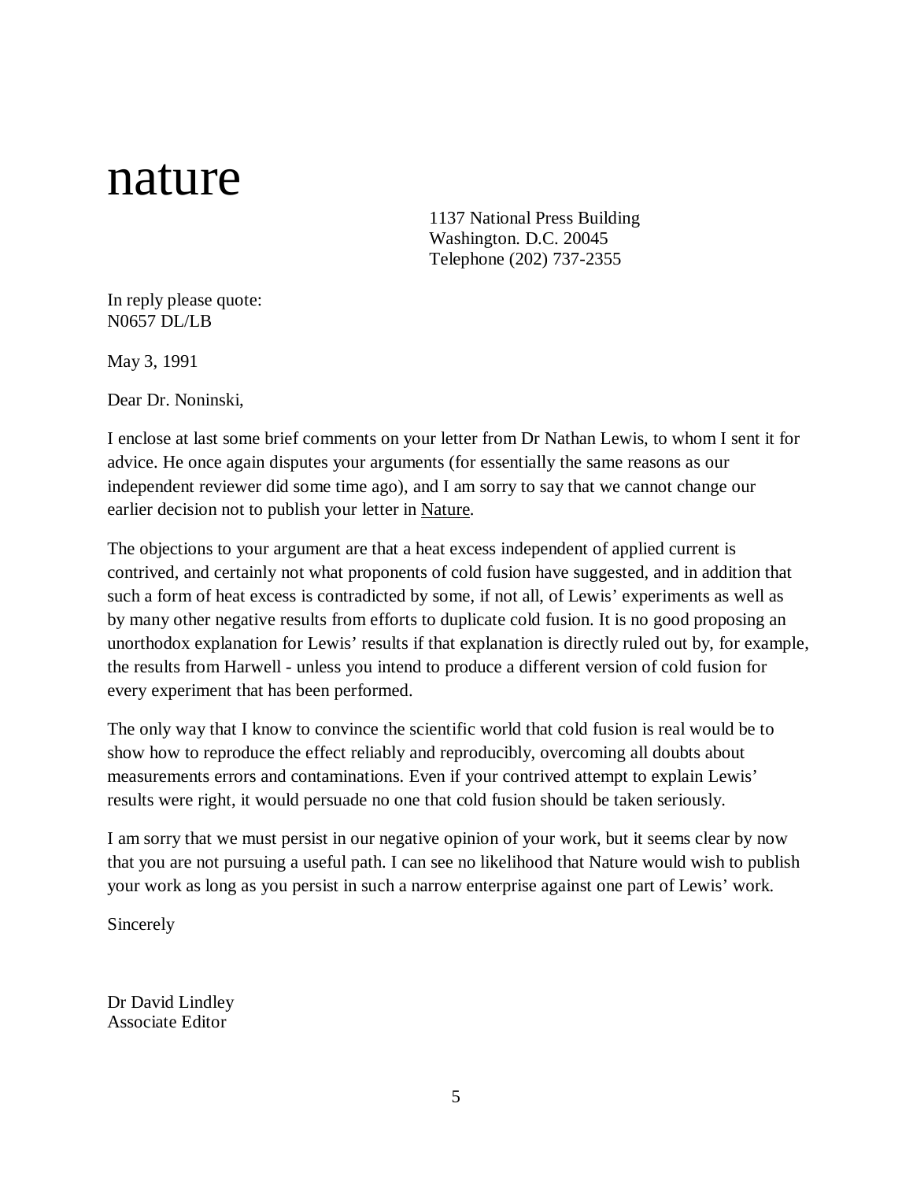# nature

1137 National Press Building
Washington. D.C. 20045
Telephone (202) 737-2355

In reply please quote:
N0657 DL/LB

May 3, 1991

Dear Dr. Noninski,

I enclose at last some brief comments on your letter from Dr Nathan Lewis, to whom I sent it for advice. He once again disputes your arguments (for essentially the same reasons as our independent reviewer did some time ago), and I am sorry to say that we cannot change our earlier decision not to publish your letter in Nature.

The objections to your argument are that a heat excess independent of applied current is contrived, and certainly not what proponents of cold fusion have suggested, and in addition that such a form of heat excess is contradicted by some, if not all, of Lewis' experiments as well as by many other negative results from efforts to duplicate cold fusion. It is no good proposing an unorthodox explanation for Lewis' results if that explanation is directly ruled out by, for example, the results from Harwell - unless you intend to produce a different version of cold fusion for every experiment that has been performed.

The only way that I know to convince the scientific world that cold fusion is real would be to show how to reproduce the effect reliably and reproducibly, overcoming all doubts about measurements errors and contaminations. Even if your contrived attempt to explain Lewis' results were right, it would persuade no one that cold fusion should be taken seriously.

I am sorry that we must persist in our negative opinion of your work, but it seems clear by now that you are not pursuing a useful path. I can see no likelihood that Nature would wish to publish your work as long as you persist in such a narrow enterprise against one part of Lewis' work.

Sincerely

Dr David Lindley
Associate Editor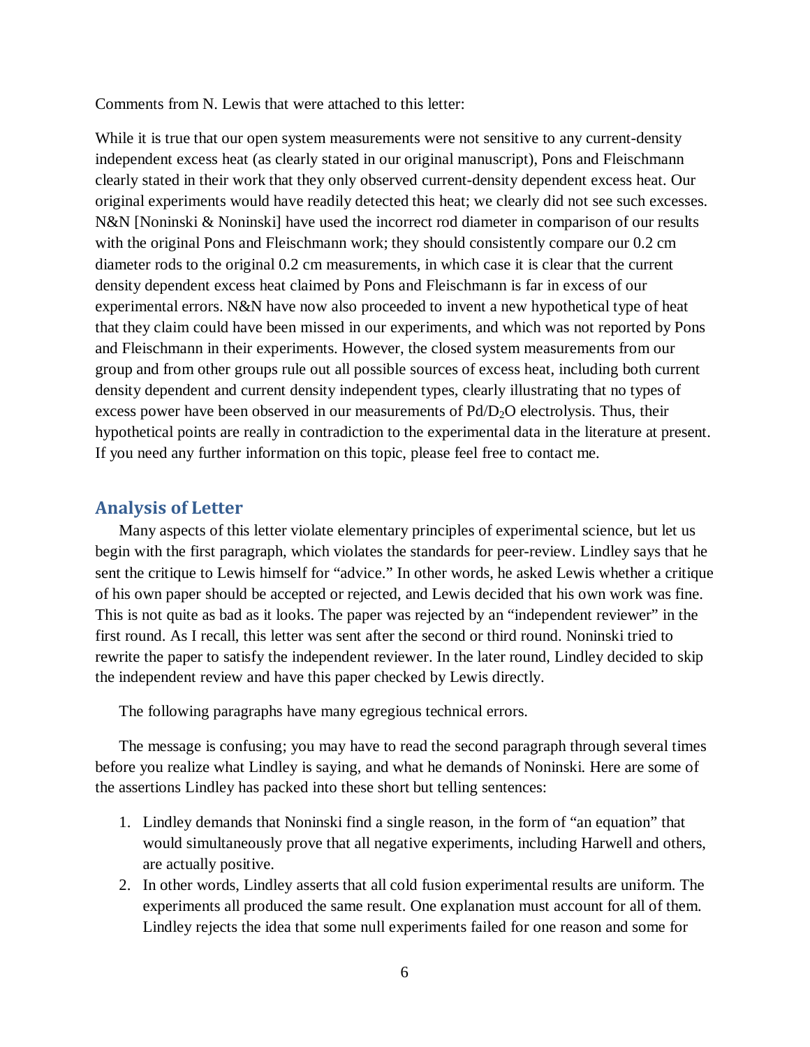Comments from N. Lewis that were attached to this letter:

While it is true that our open system measurements were not sensitive to any current-density independent excess heat (as clearly stated in our original manuscript), Pons and Fleischmann clearly stated in their work that they only observed current-density dependent excess heat. Our original experiments would have readily detected this heat; we clearly did not see such excesses. N&N [Noninski & Noninski] have used the incorrect rod diameter in comparison of our results with the original Pons and Fleischmann work; they should consistently compare our 0.2 cm diameter rods to the original 0.2 cm measurements, in which case it is clear that the current density dependent excess heat claimed by Pons and Fleischmann is far in excess of our experimental errors. N&N have now also proceeded to invent a new hypothetical type of heat that they claim could have been missed in our experiments, and which was not reported by Pons and Fleischmann in their experiments. However, the closed system measurements from our group and from other groups rule out all possible sources of excess heat, including both current density dependent and current density independent types, clearly illustrating that no types of excess power have been observed in our measurements of $Pd/D_2O$ electrolysis. Thus, their hypothetical points are really in contradiction to the experimental data in the literature at present. If you need any further information on this topic, please feel free to contact me.

## Analysis of Letter

Many aspects of this letter violate elementary principles of experimental science, but let us begin with the first paragraph, which violates the standards for peer-review. Lindley says that he sent the critique to Lewis himself for "advice." In other words, he asked Lewis whether a critique of his own paper should be accepted or rejected, and Lewis decided that his own work was fine. This is not quite as bad as it looks. The paper was rejected by an "independent reviewer" in the first round. As I recall, this letter was sent after the second or third round. Noninski tried to rewrite the paper to satisfy the independent reviewer. In the later round, Lindley decided to skip the independent review and have this paper checked by Lewis directly.

The following paragraphs have many egregious technical errors.

The message is confusing; you may have to read the second paragraph through several times before you realize what Lindley is saying, and what he demands of Noninski. Here are some of the assertions Lindley has packed into these short but telling sentences:

1. Lindley demands that Noninski find a single reason, in the form of "an equation" that would simultaneously prove that all negative experiments, including Harwell and others, are actually positive.
2. In other words, Lindley asserts that all cold fusion experimental results are uniform. The experiments all produced the same result. One explanation must account for all of them. Lindley rejects the idea that some null experiments failed for one reason and some for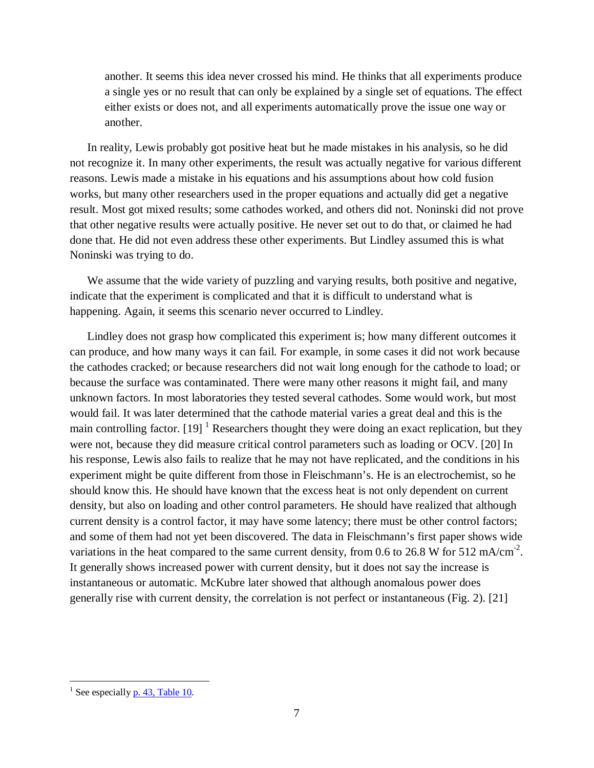> another. It seems this idea never crossed his mind. He thinks that all experiments produce a single yes or no result that can only be explained by a single set of equations. The effect either exists or does not, and all experiments automatically prove the issue one way or another.

In reality, Lewis probably got positive heat but he made mistakes in his analysis, so he did not recognize it. In many other experiments, the result was actually negative for various different reasons. Lewis made a mistake in his equations and his assumptions about how cold fusion works, but many other researchers used in the proper equations and actually did get a negative result. Most got mixed results; some cathodes worked, and others did not. Noninski did not prove that other negative results were actually positive. He never set out to do that, or claimed he had done that. He did not even address these other experiments. But Lindley assumed this is what Noninski was trying to do.

We assume that the wide variety of puzzling and varying results, both positive and negative, indicate that the experiment is complicated and that it is difficult to understand what is happening. Again, it seems this scenario never occurred to Lindley.

Lindley does not grasp how complicated this experiment is; how many different outcomes it can produce, and how many ways it can fail. For example, in some cases it did not work because the cathodes cracked; or because researchers did not wait long enough for the cathode to load; or because the surface was contaminated. There were many other reasons it might fail, and many unknown factors. In most laboratories they tested several cathodes. Some would work, but most would fail. It was later determined that the cathode material varies a great deal and this is the main controlling factor. [19] [1] Researchers thought they were doing an exact replication, but they were not, because they did measure critical control parameters such as loading or OCV. [20] In his response, Lewis also fails to realize that he may not have replicated, and the conditions in his experiment might be quite different from those in Fleischmann's. He is an electrochemist, so he should know this. He should have known that the excess heat is not only dependent on current density, but also on loading and other control parameters. He should have realized that although current density is a control factor, it may have some latency; there must be other control factors; and some of them had not yet been discovered. The data in Fleischmann's first paper shows wide variations in the heat compared to the same current density, from 0.6 to 26.8 W for 512 $mA/cm^{-2}$. It generally shows increased power with current density, but it does not say the increase is instantaneous or automatic. McKubre later showed that although anomalous power does generally rise with current density, the correlation is not perfect or instantaneous (Fig. 2). [21]

---

[1] See especially p. 43, Table 10.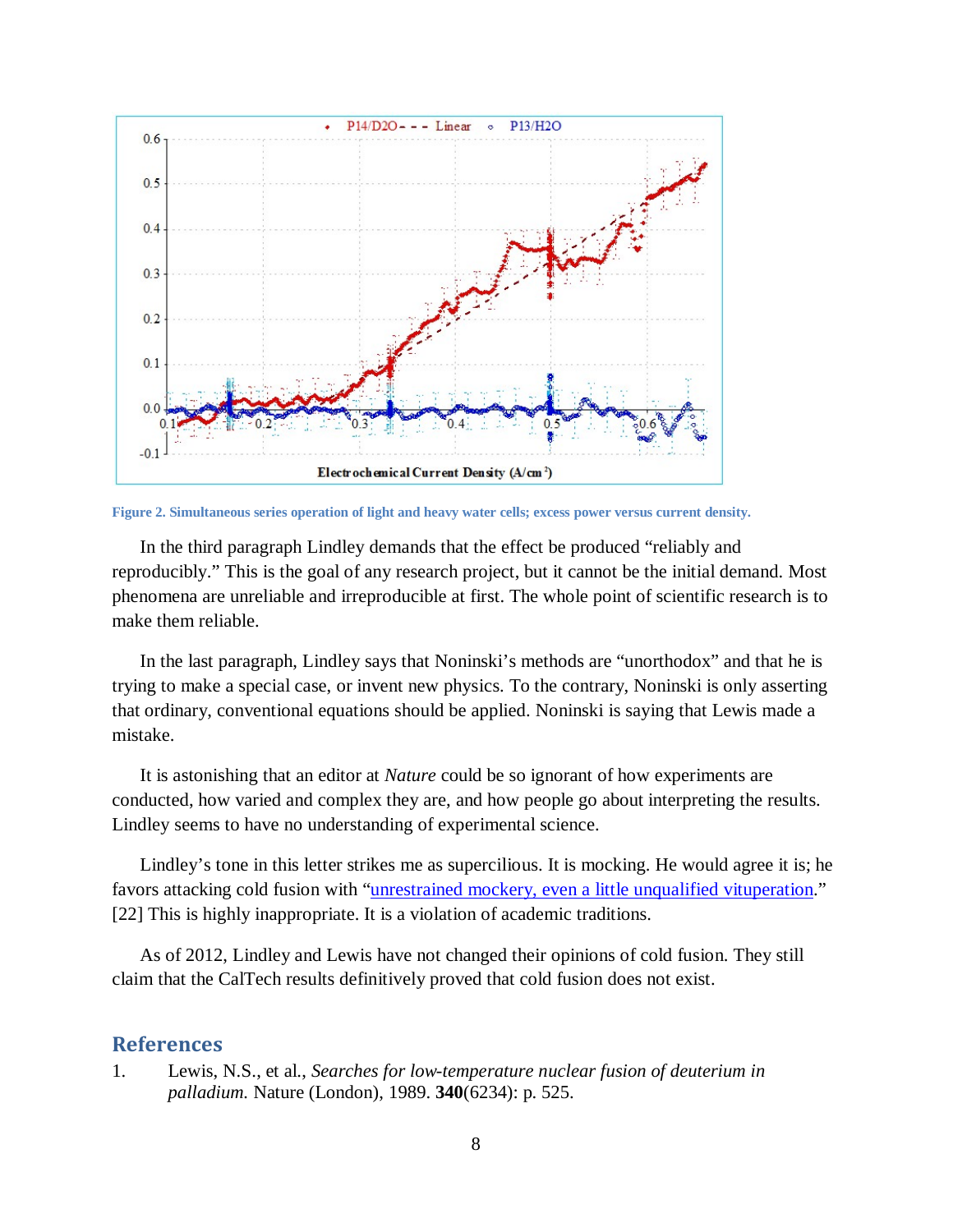Figure 2. Simultaneous series operation of light and heavy water cells; excess power versus current density.

In the third paragraph Lindley demands that the effect be produced "reliably and reproducibly." This is the goal of any research project, but it cannot be the initial demand. Most phenomena are unreliable and irreproducible at first. The whole point of scientific research is to make them reliable.

In the last paragraph, Lindley says that Noninski's methods are "unorthodox" and that he is trying to make a special case, or invent new physics. To the contrary, Noninski is only asserting that ordinary, conventional equations should be applied. Noninski is saying that Lewis made a mistake.

It is astonishing that an editor at *Nature* could be so ignorant of how experiments are conducted, how varied and complex they are, and how people go about interpreting the results. Lindley seems to have no understanding of experimental science.

Lindley's tone in this letter strikes me as supercilious. It is mocking. He would agree it is; he favors attacking cold fusion with "unrestrained mockery, even a little unqualified vituperation." [22] This is highly inappropriate. It is a violation of academic traditions.

As of 2012, Lindley and Lewis have not changed their opinions of cold fusion. They still claim that the CalTech results definitively proved that cold fusion does not exist.

## References

1. Lewis, N.S., et al., *Searches for low-temperature nuclear fusion of deuterium in palladium.* Nature (London), 1989. **340**(6234): p. 525.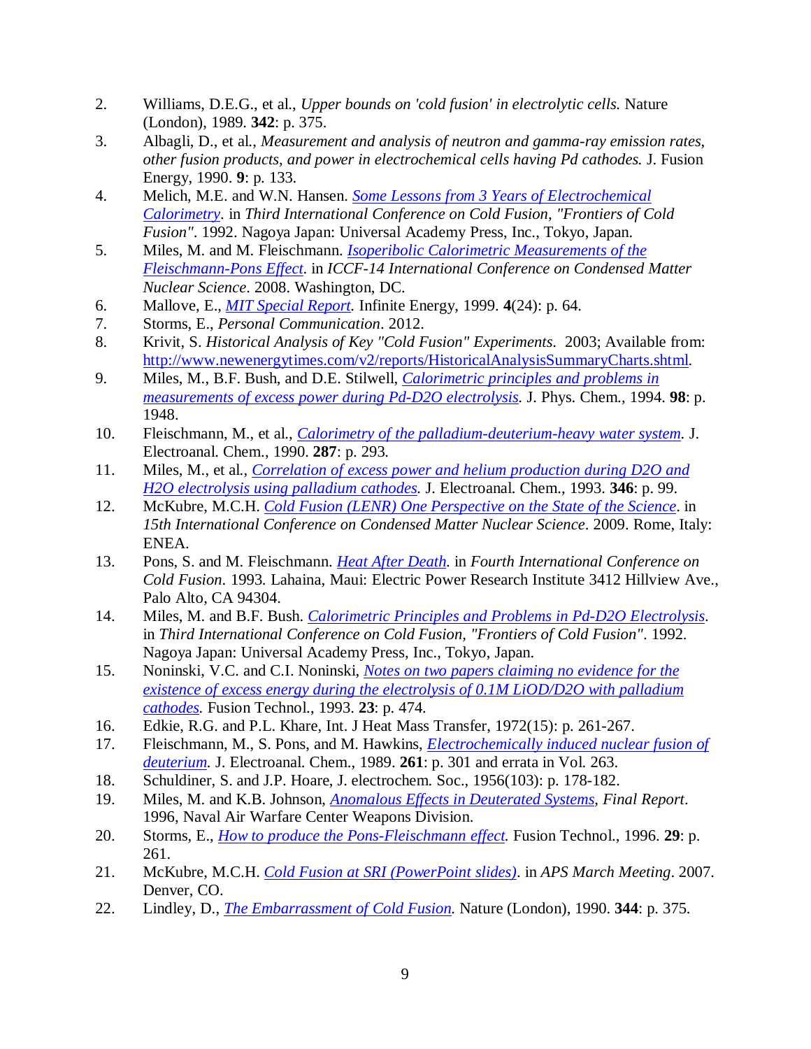2. Williams, D.E.G., et al., *Upper bounds on 'cold fusion' in electrolytic cells.* Nature (London), 1989. **342**: p. 375.
3. Albagli, D., et al., *Measurement and analysis of neutron and gamma-ray emission rates, other fusion products, and power in electrochemical cells having Pd cathodes.* J. Fusion Energy, 1990. **9**: p. 133.
4. Melich, M.E. and W.N. Hansen. *Some Lessons from 3 Years of Electrochemical Calorimetry*. in *Third International Conference on Cold Fusion, "Frontiers of Cold Fusion"*. 1992. Nagoya Japan: Universal Academy Press, Inc., Tokyo, Japan.
5. Miles, M. and M. Fleischmann. *Isoperibolic Calorimetric Measurements of the Fleischmann-Pons Effect*. in *ICCF-14 International Conference on Condensed Matter Nuclear Science*. 2008. Washington, DC.
6. Mallove, E., *MIT Special Report.* Infinite Energy, 1999. **4**(24): p. 64.
7. Storms, E., *Personal Communication*. 2012.
8. Krivit, S. *Historical Analysis of Key "Cold Fusion" Experiments*. 2003; Available from: http://www.newenergytimes.com/v2/reports/HistoricalAnalysisSummaryCharts.shtml.
9. Miles, M., B.F. Bush, and D.E. Stilwell, *Calorimetric principles and problems in measurements of excess power during Pd-D2O electrolysis.* J. Phys. Chem., 1994. **98**: p. 1948.
10. Fleischmann, M., et al., *Calorimetry of the palladium-deuterium-heavy water system.* J. Electroanal. Chem., 1990. **287**: p. 293.
11. Miles, M., et al., *Correlation of excess power and helium production during D2O and H2O electrolysis using palladium cathodes.* J. Electroanal. Chem., 1993. **346**: p. 99.
12. McKubre, M.C.H. *Cold Fusion (LENR) One Perspective on the State of the Science*. in *15th International Conference on Condensed Matter Nuclear Science*. 2009. Rome, Italy: ENEA.
13. Pons, S. and M. Fleischmann. *Heat After Death*. in *Fourth International Conference on Cold Fusion*. 1993. Lahaina, Maui: Electric Power Research Institute 3412 Hillview Ave., Palo Alto, CA 94304.
14. Miles, M. and B.F. Bush. *Calorimetric Principles and Problems in Pd-D2O Electrolysis*. in *Third International Conference on Cold Fusion, "Frontiers of Cold Fusion"*. 1992. Nagoya Japan: Universal Academy Press, Inc., Tokyo, Japan.
15. Noninski, V.C. and C.I. Noninski, *Notes on two papers claiming no evidence for the existence of excess energy during the electrolysis of 0.1M LiOD/D2O with palladium cathodes.* Fusion Technol., 1993. **23**: p. 474.
16. Edkie, R.G. and P.L. Khare, Int. J Heat Mass Transfer, 1972(15): p. 261-267.
17. Fleischmann, M., S. Pons, and M. Hawkins, *Electrochemically induced nuclear fusion of deuterium.* J. Electroanal. Chem., 1989. **261**: p. 301 and errata in Vol. 263.
18. Schuldiner, S. and J.P. Hoare, J. electrochem. Soc., 1956(103): p. 178-182.
19. Miles, M. and K.B. Johnson, *Anomalous Effects in Deuterated Systems*, *Final Report*. 1996, Naval Air Warfare Center Weapons Division.
20. Storms, E., *How to produce the Pons-Fleischmann effect.* Fusion Technol., 1996. **29**: p. 261.
21. McKubre, M.C.H. *Cold Fusion at SRI (PowerPoint slides)*. in *APS March Meeting*. 2007. Denver, CO.
22. Lindley, D., *The Embarrassment of Cold Fusion.* Nature (London), 1990. **344**: p. 375.